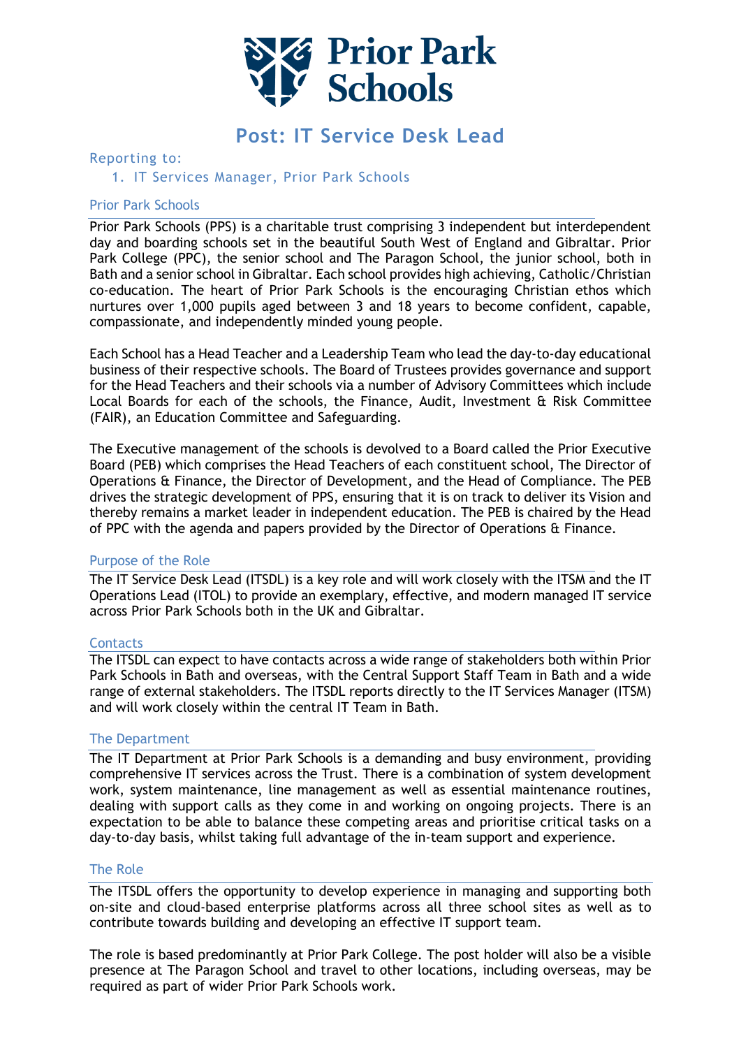# Prior Park Schools

## Post: IT Service Desk Lead

### Reporting to:

1. IT Services Manager, Prior Park Schools

### Prior Park Schools

Prior Park Schools (PPS) is a charitable trust comprising 3 independent but interdependent day and boarding schools set in the beautiful South West of England and Gibraltar. Prior Park College (PPC), the senior school and The Paragon School, the junior school, both in Bath and a senior school in Gibraltar. Each school provides high achieving, Catholic/Christian co-education. The heart of Prior Park Schools is the encouraging Christian ethos which nurtures over 1,000 pupils aged between 3 and 18 years to become confident, capable, compassionate, and independently minded young people.

Each School has a Head Teacher and a Leadership Team who lead the day-to-day educational business of their respective schools. The Board of Trustees provides governance and support for the Head Teachers and their schools via a number of Advisory Committees which include Local Boards for each of the schools, the Finance, Audit, Investment & Risk Committee (FAIR), an Education Committee and Safeguarding.

The Executive management of the schools is devolved to a Board called the Prior Executive Board (PEB) which comprises the Head Teachers of each constituent school, The Director of Operations & Finance, the Director of Development, and the Head of Compliance. The PEB drives the strategic development of PPS, ensuring that it is on track to deliver its Vision and thereby remains a market leader in independent education. The PEB is chaired by the Head of PPC with the agenda and papers provided by the Director of Operations & Finance.

### Purpose of the Role

The IT Service Desk Lead (ITSDL) is a key role and will work closely with the ITSM and the IT Operations Lead (ITOL) to provide an exemplary, effective, and modern managed IT service across Prior Park Schools both in the UK and Gibraltar.

### Contacts

The ITSDL can expect to have contacts across a wide range of stakeholders both within Prior Park Schools in Bath and overseas, with the Central Support Staff Team in Bath and a wide range of external stakeholders. The ITSDL reports directly to the IT Services Manager (ITSM) and will work closely within the central IT Team in Bath.

### The Department

The IT Department at Prior Park Schools is a demanding and busy environment, providing comprehensive IT services across the Trust. There is a combination of system development work, system maintenance, line management as well as essential maintenance routines, dealing with support calls as they come in and working on ongoing projects. There is an expectation to be able to balance these competing areas and prioritise critical tasks on a day-to-day basis, whilst taking full advantage of the in-team support and experience.

### The Role

The ITSDL offers the opportunity to develop experience in managing and supporting both on-site and cloud-based enterprise platforms across all three school sites as well as to contribute towards building and developing an effective IT support team.

The role is based predominantly at Prior Park College. The post holder will also be a visible presence at The Paragon School and travel to other locations, including overseas, may be required as part of wider Prior Park Schools work.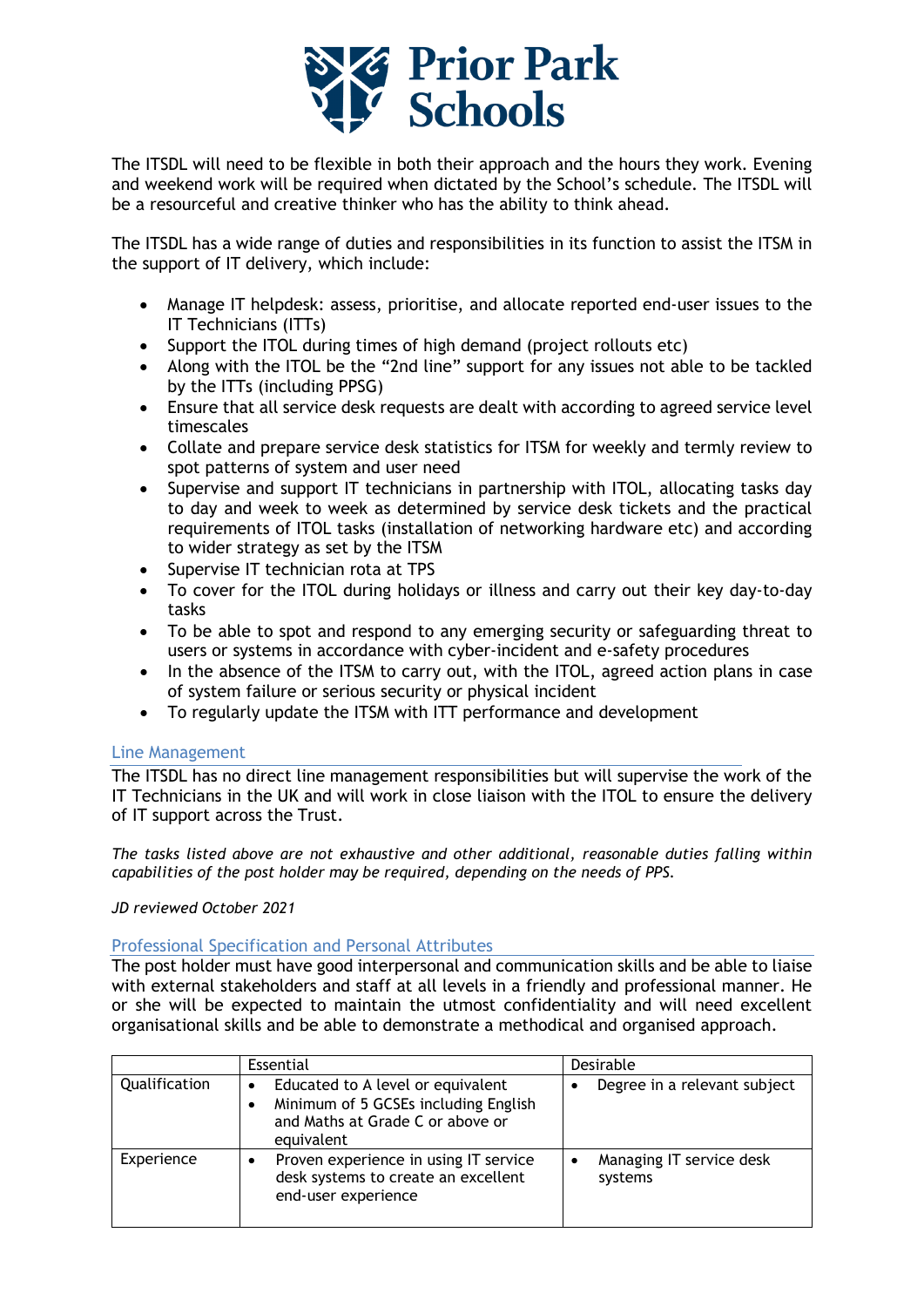The ITSDL will need to be flexible in both their approach and the hours they work. Evening and weekend work will be required when dictated by the School's schedule. The ITSDL will be a resourceful and creative thinker who has the ability to think ahead.

The ITSDL has a wide range of duties and responsibilities in its function to assist the ITSM in the support of IT delivery, which include:

- Manage IT helpdesk: assess, prioritise, and allocate reported end-user issues to the IT Technicians (ITTs)
- Support the ITOL during times of high demand (project rollouts etc)
- Along with the ITOL be the "2nd line" support for any issues not able to be tackled by the ITTs (including PPSG)
- Ensure that all service desk requests are dealt with according to agreed service level timescales
- Collate and prepare service desk statistics for ITSM for weekly and termly review to spot patterns of system and user need
- Supervise and support IT technicians in partnership with ITOL, allocating tasks day to day and week to week as determined by service desk tickets and the practical requirements of ITOL tasks (installation of networking hardware etc) and according to wider strategy as set by the ITSM
- Supervise IT technician rota at TPS
- To cover for the ITOL during holidays or illness and carry out their key day-to-day tasks
- To be able to spot and respond to any emerging security or safeguarding threat to users or systems in accordance with cyber-incident and e-safety procedures
- In the absence of the ITSM to carry out, with the ITOL, agreed action plans in case of system failure or serious security or physical incident
- To regularly update the ITSM with ITT performance and development

## Line Management

The ITSDL has no direct line management responsibilities but will supervise the work of the IT Technicians in the UK and will work in close liaison with the ITOL to ensure the delivery of IT support across the Trust.

*The tasks listed above are not exhaustive and other additional, reasonable duties falling within capabilities of the post holder may be required, depending on the needs of PPS.*

*JD reviewed October 2021*

## Professional Specification and Personal Attributes

The post holder must have good interpersonal and communication skills and be able to liaise with external stakeholders and staff at all levels in a friendly and professional manner. He or she will be expected to maintain the utmost confidentiality and will need excellent organisational skills and be able to demonstrate a methodical and organised approach.

| | Essential | Desirable |
|---|---|---|
| Qualification | • Educated to A level or equivalent<br>• Minimum of 5 GCSEs including English and Maths at Grade C or above or equivalent | • Degree in a relevant subject |
| Experience | • Proven experience in using IT service desk systems to create an excellent end-user experience | • Managing IT service desk systems |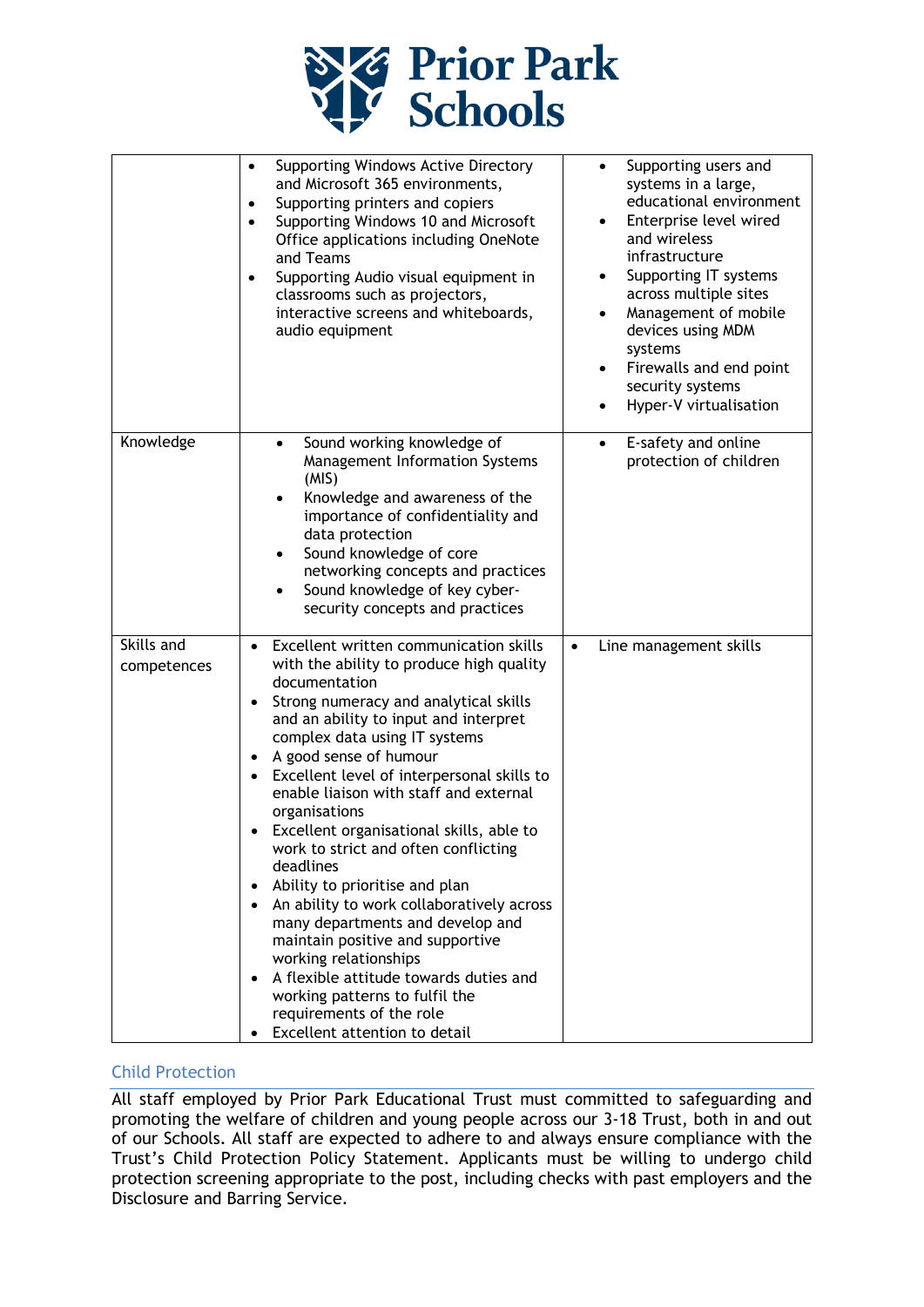| | | |
|---|---|---|
| | • Supporting Windows Active Directory and Microsoft 365 environments,<br>• Supporting printers and copiers<br>• Supporting Windows 10 and Microsoft Office applications including OneNote and Teams<br>• Supporting Audio visual equipment in classrooms such as projectors, interactive screens and whiteboards, audio equipment | • Supporting users and systems in a large, educational environment<br>• Enterprise level wired and wireless infrastructure<br>• Supporting IT systems across multiple sites<br>• Management of mobile devices using MDM systems<br>• Firewalls and end point security systems<br>• Hyper-V virtualisation |
| Knowledge | • Sound working knowledge of Management Information Systems (MIS)<br>• Knowledge and awareness of the importance of confidentiality and data protection<br>• Sound knowledge of core networking concepts and practices<br>• Sound knowledge of key cyber-security concepts and practices | • E-safety and online protection of children |
| Skills and competences | • Excellent written communication skills with the ability to produce high quality documentation<br>• Strong numeracy and analytical skills and an ability to input and interpret complex data using IT systems<br>• A good sense of humour<br>• Excellent level of interpersonal skills to enable liaison with staff and external organisations<br>• Excellent organisational skills, able to work to strict and often conflicting deadlines<br>• Ability to prioritise and plan<br>• An ability to work collaboratively across many departments and develop and maintain positive and supportive working relationships<br>• A flexible attitude towards duties and working patterns to fulfil the requirements of the role<br>• Excellent attention to detail | • Line management skills |

## Child Protection

All staff employed by Prior Park Educational Trust must committed to safeguarding and promoting the welfare of children and young people across our 3-18 Trust, both in and out of our Schools. All staff are expected to adhere to and always ensure compliance with the Trust's Child Protection Policy Statement. Applicants must be willing to undergo child protection screening appropriate to the post, including checks with past employers and the Disclosure and Barring Service.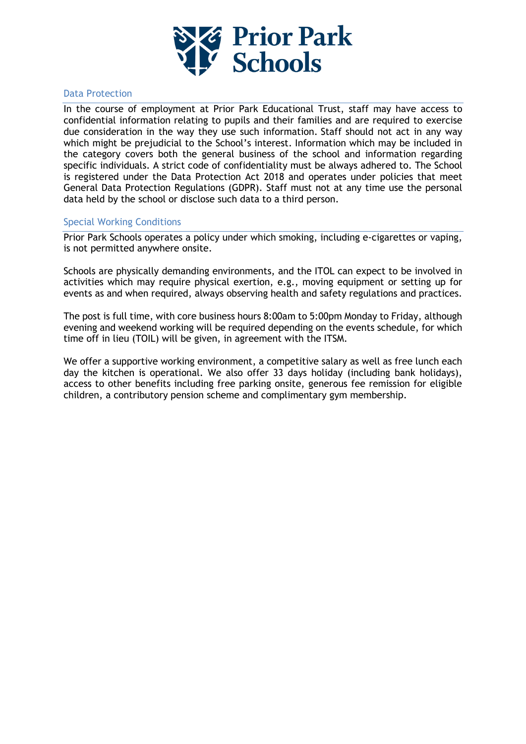## Data Protection

In the course of employment at Prior Park Educational Trust, staff may have access to confidential information relating to pupils and their families and are required to exercise due consideration in the way they use such information. Staff should not act in any way which might be prejudicial to the School's interest. Information which may be included in the category covers both the general business of the school and information regarding specific individuals. A strict code of confidentiality must be always adhered to. The School is registered under the Data Protection Act 2018 and operates under policies that meet General Data Protection Regulations (GDPR). Staff must not at any time use the personal data held by the school or disclose such data to a third person.

## Special Working Conditions

Prior Park Schools operates a policy under which smoking, including e-cigarettes or vaping, is not permitted anywhere onsite.

Schools are physically demanding environments, and the ITOL can expect to be involved in activities which may require physical exertion, e.g., moving equipment or setting up for events as and when required, always observing health and safety regulations and practices.

The post is full time, with core business hours 8:00am to 5:00pm Monday to Friday, although evening and weekend working will be required depending on the events schedule, for which time off in lieu (TOIL) will be given, in agreement with the ITSM.

We offer a supportive working environment, a competitive salary as well as free lunch each day the kitchen is operational. We also offer 33 days holiday (including bank holidays), access to other benefits including free parking onsite, generous fee remission for eligible children, a contributory pension scheme and complimentary gym membership.